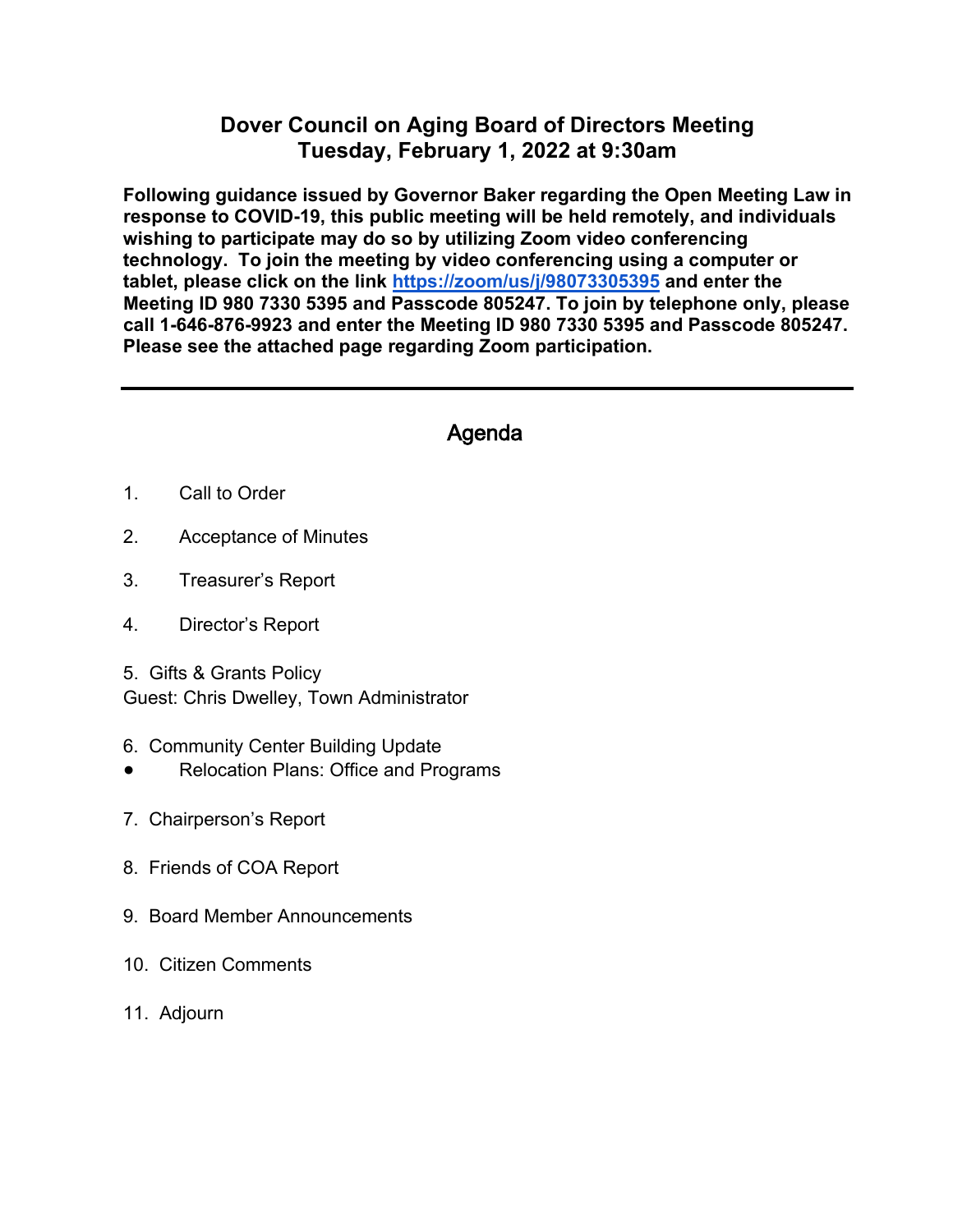# Dover Council on Aging Board of Directors Meeting
# Tuesday, February 1, 2022 at 9:30am

**Following guidance issued by Governor Baker regarding the Open Meeting Law in response to COVID-19, this public meeting will be held remotely, and individuals wishing to participate may do so by utilizing Zoom video conferencing technology. To join the meeting by video conferencing using a computer or tablet, please click on the link [https://zoom/us/j/98073305395](https://zoom/us/j/98073305395) and enter the Meeting ID 980 7330 5395 and Passcode 805247. To join by telephone only, please call 1-646-876-9923 and enter the Meeting ID 980 7330 5395 and Passcode 805247. Please see the attached page regarding Zoom participation.**

---

## Agenda

1. Call to Order

2. Acceptance of Minutes

3. Treasurer's Report

4. Director's Report

5. Gifts & Grants Policy
   Guest: Chris Dwelley, Town Administrator

6. Community Center Building Update
   - Relocation Plans: Office and Programs

7. Chairperson's Report

8. Friends of COA Report

9. Board Member Announcements

10. Citizen Comments

11. Adjourn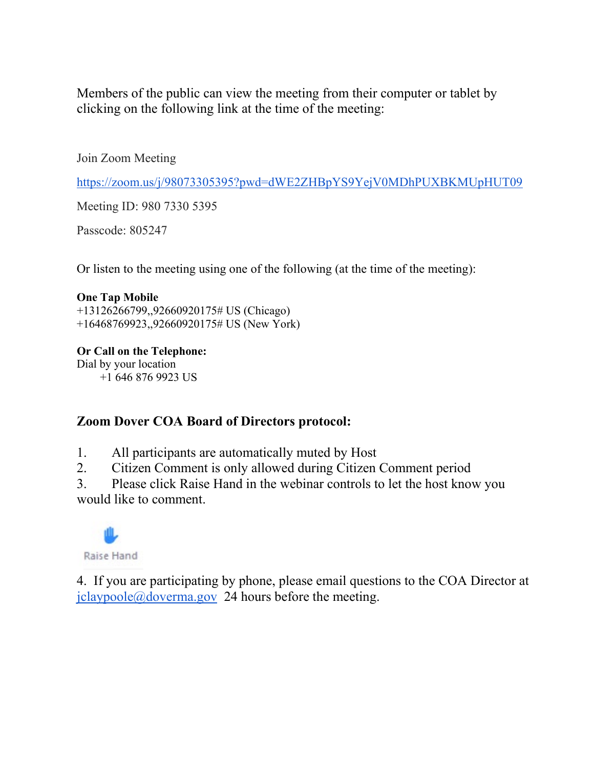Members of the public can view the meeting from their computer or tablet by clicking on the following link at the time of the meeting:

Join Zoom Meeting

https://zoom.us/j/98073305395?pwd=dWE2ZHBpYS9YejV0MDhPUXBKMUpHUT09

Meeting ID: 980 7330 5395

Passcode: 805247

Or listen to the meeting using one of the following (at the time of the meeting):

**One Tap Mobile**
+13126266799,,92660920175# US (Chicago)
+16468769923,,92660920175# US (New York)

**Or Call on the Telephone:**
Dial by your location
+1 646 876 9923 US

### Zoom Dover COA Board of Directors protocol:

1. All participants are automatically muted by Host
2. Citizen Comment is only allowed during Citizen Comment period
3. Please click Raise Hand in the webinar controls to let the host know you would like to comment.

Raise Hand

4. If you are participating by phone, please email questions to the COA Director at jclaypoole@doverma.gov 24 hours before the meeting.